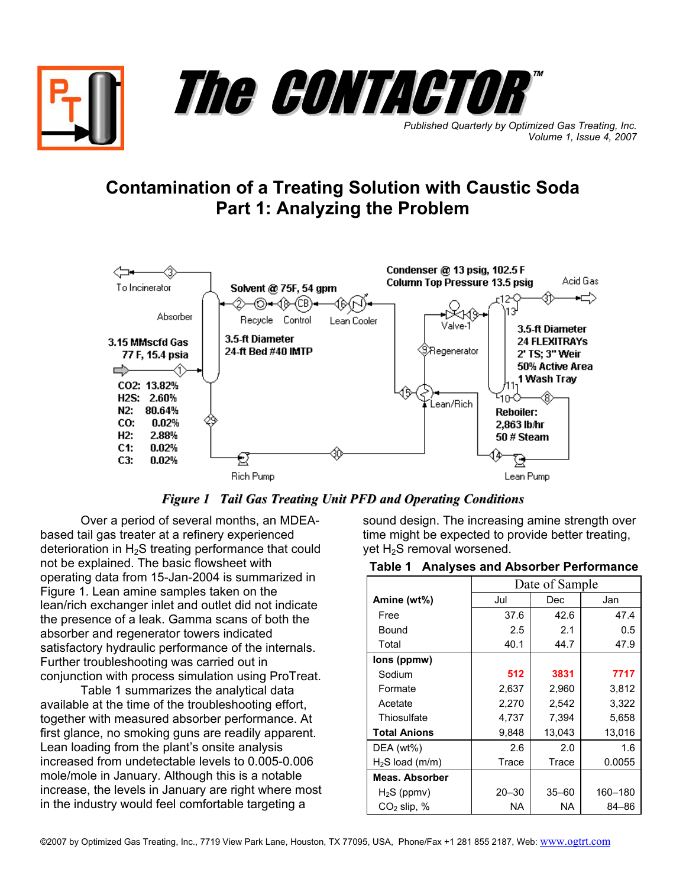# The CONTACTOR™

*Published Quarterly by Optimized Gas Treating, Inc.*
*Volume 1, Issue 4, 2007*

## Contamination of a Treating Solution with Caustic Soda Part 1: Analyzing the Problem

**Figure 1 Tail Gas Treating Unit PFD and Operating Conditions**

Over a period of several months, an MDEA-based tail gas treater at a refinery experienced deterioration in $H_2S$ treating performance that could not be explained. The basic flowsheet with operating data from 15-Jan-2004 is summarized in Figure 1. Lean amine samples taken on the lean/rich exchanger inlet and outlet did not indicate the presence of a leak. Gamma scans of both the absorber and regenerator towers indicated satisfactory hydraulic performance of the internals. Further troubleshooting was carried out in conjunction with process simulation using ProTreat.

Table 1 summarizes the analytical data available at the time of the troubleshooting effort, together with measured absorber performance. At first glance, no smoking guns are readily apparent. Lean loading from the plant's onsite analysis increased from undetectable levels to 0.005-0.006 mole/mole in January. Although this is a notable increase, the levels in January are right where most in the industry would feel comfortable targeting a sound design. The increasing amine strength over time might be expected to provide better treating, yet $H_2S$ removal worsened.

**Table 1 Analyses and Absorber Performance**

| | Date of Sample | | |
|---|---|---|---|
| **Amine (wt%)** | Jul | Dec | Jan |
| Free | 37.6 | 42.6 | 47.4 |
| Bound | 2.5 | 2.1 | 0.5 |
| Total | 40.1 | 44.7 | 47.9 |
| **Ions (ppmw)** | | | |
| Sodium | **512** | **3831** | **7717** |
| Formate | 2,637 | 2,960 | 3,812 |
| Acetate | 2,270 | 2,542 | 3,322 |
| Thiosulfate | 4,737 | 7,394 | 5,658 |
| **Total Anions** | 9,848 | 13,043 | 13,016 |
| DEA (wt%) | 2.6 | 2.0 | 1.6 |
| $H_2S$ load (m/m) | Trace | Trace | 0.0055 |
| **Meas. Absorber** | | | |
| $H_2S$ (ppmv) | 20–30 | 35–60 | 160–180 |
| $CO_2$ slip, % | NA | NA | 84–86 |

©2007 by Optimized Gas Treating, Inc., 7719 View Park Lane, Houston, TX 77095, USA, Phone/Fax +1 281 855 2187, Web: www.ogtrt.com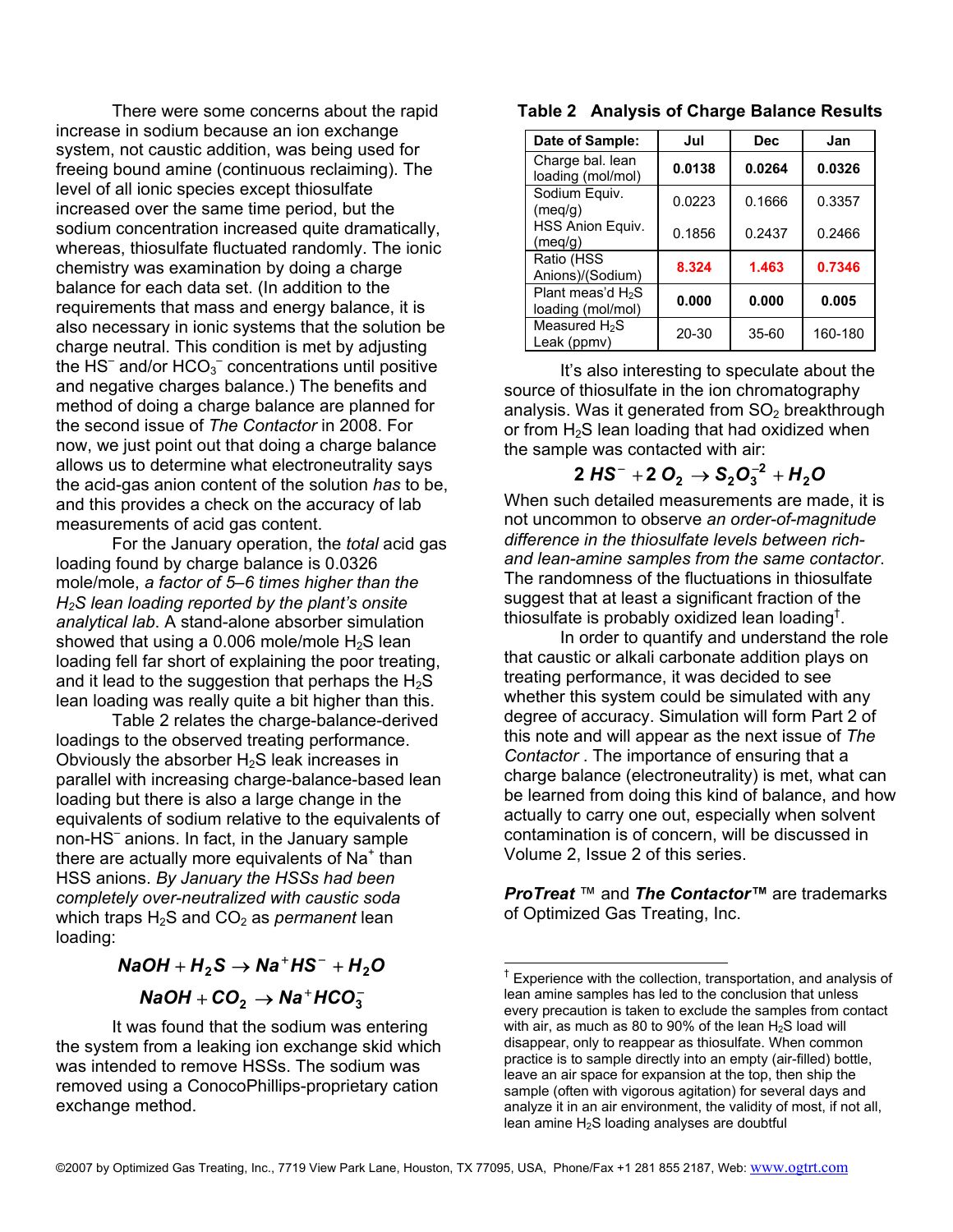There were some concerns about the rapid increase in sodium because an ion exchange system, not caustic addition, was being used for freeing bound amine (continuous reclaiming). The level of all ionic species except thiosulfate increased over the same time period, but the sodium concentration increased quite dramatically, whereas, thiosulfate fluctuated randomly. The ionic chemistry was examination by doing a charge balance for each data set. (In addition to the requirements that mass and energy balance, it is also necessary in ionic systems that the solution be charge neutral. This condition is met by adjusting the $HS^-$ and/or $HCO_3^-$ concentrations until positive and negative charges balance.) The benefits and method of doing a charge balance are planned for the second issue of *The Contactor* in 2008. For now, we just point out that doing a charge balance allows us to determine what electroneutrality says the acid-gas anion content of the solution *has* to be, and this provides a check on the accuracy of lab measurements of acid gas content.

For the January operation, the *total* acid gas loading found by charge balance is 0.0326 mole/mole, *a factor of 5–6 times higher than the $H_2S$ lean loading reported by the plant's onsite analytical lab*. A stand-alone absorber simulation showed that using a 0.006 mole/mole $H_2S$ lean loading fell far short of explaining the poor treating, and it lead to the suggestion that perhaps the $H_2S$ lean loading was really quite a bit higher than this.

Table 2 relates the charge-balance-derived loadings to the observed treating performance. Obviously the absorber $H_2S$ leak increases in parallel with increasing charge-balance-based lean loading but there is also a large change in the equivalents of sodium relative to the equivalents of non-$HS^-$ anions. In fact, in the January sample there are actually more equivalents of $Na^+$ than HSS anions. *By January the HSSs had been completely over-neutralized with caustic soda* which traps $H_2S$ and $CO_2$ as *permanent* lean loading:

$$NaOH + H_2S \rightarrow Na^+HS^- + H_2O$$

$$NaOH + CO_2 \rightarrow Na^+HCO_3^-$$

It was found that the sodium was entering the system from a leaking ion exchange skid which was intended to remove HSSs. The sodium was removed using a ConocoPhillips-proprietary cation exchange method.

**Table 2 Analysis of Charge Balance Results**

| Date of Sample: | Jul | Dec | Jan |
|---|---|---|---|
| Charge bal. lean loading (mol/mol) | **0.0138** | **0.0264** | **0.0326** |
| Sodium Equiv. (meq/g) | 0.0223 | 0.1666 | 0.3357 |
| HSS Anion Equiv. (meq/g) | 0.1856 | 0.2437 | 0.2466 |
| Ratio (HSS Anions)/(Sodium) | **8.324** | **1.463** | **0.7346** |
| Plant meas'd $H_2S$ loading (mol/mol) | **0.000** | **0.000** | **0.005** |
| Measured $H_2S$ Leak (ppmv) | 20-30 | 35-60 | 160-180 |

It's also interesting to speculate about the source of thiosulfate in the ion chromatography analysis. Was it generated from $SO_2$ breakthrough or from $H_2S$ lean loading that had oxidized when the sample was contacted with air:

$$2\,HS^- + 2\,O_2 \rightarrow S_2O_3^{-2} + H_2O$$

When such detailed measurements are made, it is not uncommon to observe *an order-of-magnitude difference in the thiosulfate levels between rich- and lean-amine samples from the same contactor*. The randomness of the fluctuations in thiosulfate suggest that at least a significant fraction of the thiosulfate is probably oxidized lean loading†.

In order to quantify and understand the role that caustic or alkali carbonate addition plays on treating performance, it was decided to see whether this system could be simulated with any degree of accuracy. Simulation will form Part 2 of this note and will appear as the next issue of *The Contactor* . The importance of ensuring that a charge balance (electroneutrality) is met, what can be learned from doing this kind of balance, and how actually to carry one out, especially when solvent contamination is of concern, will be discussed in Volume 2, Issue 2 of this series.

***ProTreat*** ™ and ***The Contactor*™** are trademarks of Optimized Gas Treating, Inc.

† Experience with the collection, transportation, and analysis of lean amine samples has led to the conclusion that unless every precaution is taken to exclude the samples from contact with air, as much as 80 to 90% of the lean $H_2S$ load will disappear, only to reappear as thiosulfate. When common practice is to sample directly into an empty (air-filled) bottle, leave an air space for expansion at the top, then ship the sample (often with vigorous agitation) for several days and analyze it in an air environment, the validity of most, if not all, lean amine $H_2S$ loading analyses are doubtful

©2007 by Optimized Gas Treating, Inc., 7719 View Park Lane, Houston, TX 77095, USA, Phone/Fax +1 281 855 2187, Web: www.ogtrt.com